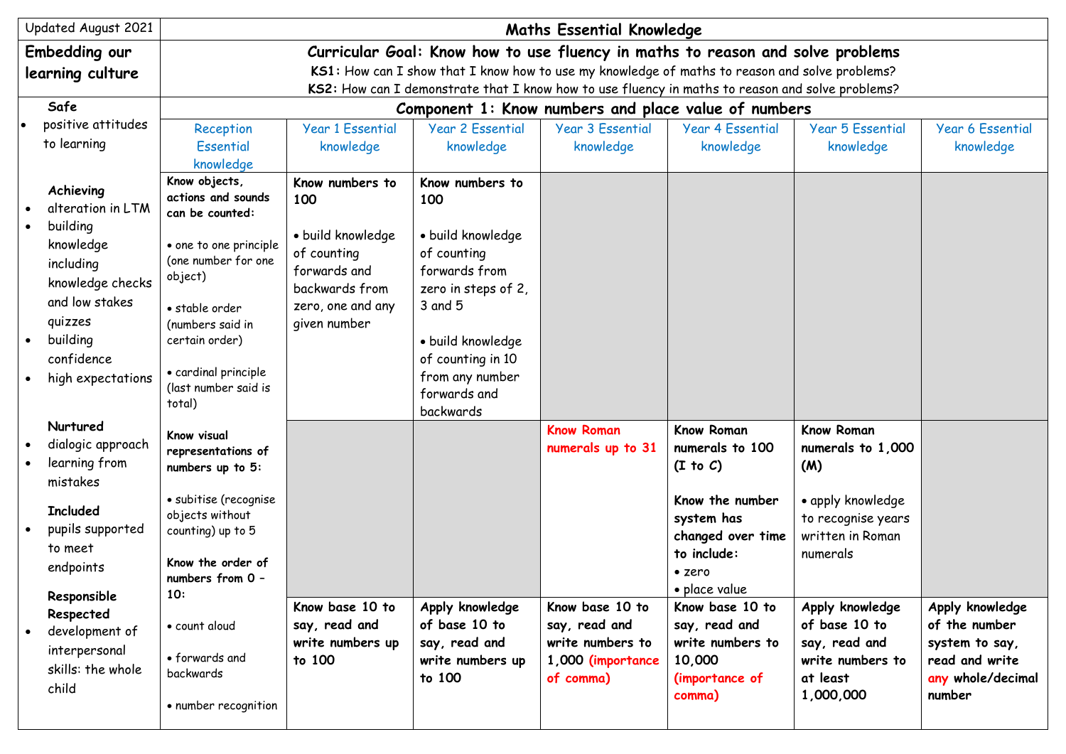| Updated August 2021 | Maths Essential Knowledge | | | | | | |
|---|---|---|---|---|---|---|---|
| **Embedding our learning culture** | **Curricular Goal: Know how to use fluency in maths to reason and solve problems**<br>**KS1:** How can I show that I know how to use my knowledge of maths to reason and solve problems?<br>**KS2:** How can I demonstrate that I know how to use fluency in maths to reason and solve problems? | | | | | | |
| **Safe**<br>• positive attitudes to learning<br><br>**Achieving**<br>• alteration in LTM<br>• building knowledge including knowledge checks and low stakes quizzes<br>• building confidence<br>• high expectations<br><br>**Nurtured**<br>• dialogic approach<br>• learning from mistakes<br><br>**Included**<br>• pupils supported to meet endpoints<br><br>**Responsible Respected**<br>• development of interpersonal skills: the whole child | **Component 1: Know numbers and place value of numbers** | | | | | | |
| | Reception Essential knowledge | Year 1 Essential knowledge | Year 2 Essential knowledge | Year 3 Essential knowledge | Year 4 Essential knowledge | Year 5 Essential knowledge | Year 6 Essential knowledge |
| | **Know objects, actions and sounds can be counted:**<br><br>• one to one principle (one number for one object)<br><br>• stable order (numbers said in certain order)<br><br>• cardinal principle (last number said is total)<br><br>**Know visual representations of numbers up to 5:**<br><br>• subitise (recognise objects without counting) up to 5<br><br>**Know the order of numbers from 0 – 10:**<br><br>• count aloud<br><br>• forwards and backwards<br><br>• number recognition | **Know numbers to 100**<br><br>• build knowledge of counting forwards and backwards from zero, one and any given number | **Know numbers to 100**<br><br>• build knowledge of counting forwards from zero in steps of 2, 3 and 5<br><br>• build knowledge of counting in 10 from any number forwards and backwards | | | | |
| | | | | **Know Roman numerals up to 31** | **Know Roman numerals to 100 (I to C)**<br><br>**Know the number system has changed over time to include:**<br>• zero<br>• place value | **Know Roman numerals to 1,000 (M)**<br><br>• apply knowledge to recognise years written in Roman numerals | |
| | | **Know base 10 to say, read and write numbers up to 100** | **Apply knowledge of base 10 to say, read and write numbers up to 100** | **Know base 10 to say, read and write numbers to 1,000 (importance of comma)** | **Know base 10 to say, read and write numbers to 10,000 (importance of comma)** | **Apply knowledge of base 10 to say, read and write numbers to at least 1,000,000** | **Apply knowledge of the number system to say, read and write any whole/decimal number** |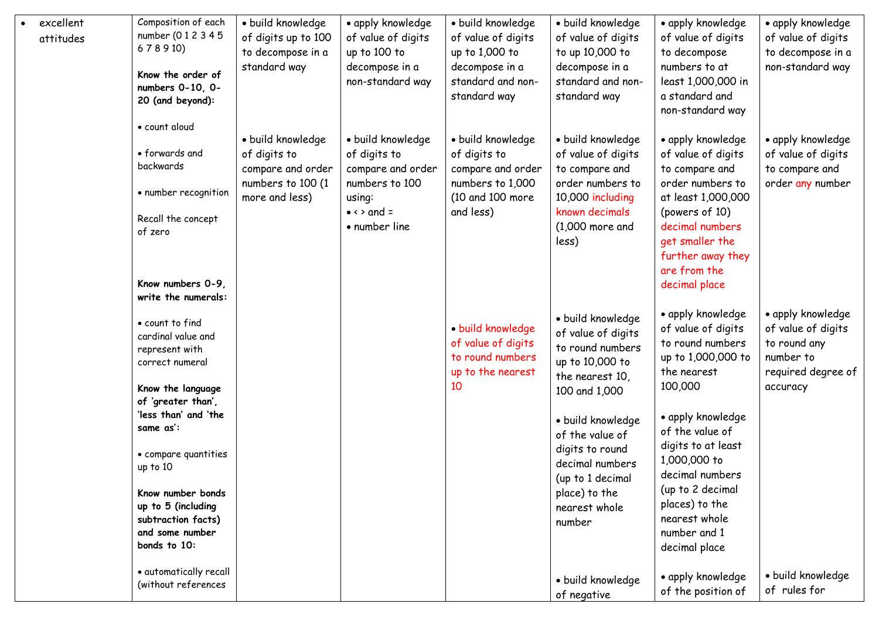| | | | | | | | |
|---|---|---|---|---|---|---|---|
| • excellent attitudes | Composition of each number (0 1 2 3 4 5 6 7 8 9 10)<br><br>**Know the order of numbers 0-10, 0-20 (and beyond):**<br><br>• count aloud<br><br>• forwards and backwards<br><br>• number recognition<br><br>Recall the concept of zero<br><br>**Know numbers 0-9, write the numerals:**<br><br>• count to find cardinal value and represent with correct numeral<br><br>**Know the language of 'greater than', 'less than' and 'the same as':**<br><br>• compare quantities up to 10<br><br>**Know number bonds up to 5 (including subtraction facts) and some number bonds to 10:**<br><br>• automatically recall (without references | • build knowledge of digits up to 100 to decompose in a standard way<br><br>• build knowledge of digits to compare and order numbers to 100 (1 more and less) | • apply knowledge of value of digits up to 100 to decompose in a non-standard way<br><br>• build knowledge of digits to compare and order numbers to 100 using:<br>• < > and =<br>• number line | • build knowledge of value of digits up to 1,000 to decompose in a standard and non-standard way<br><br>• build knowledge of digits to compare and order numbers to 1,000 (10 and 100 more and less)<br><br>• build knowledge of value of digits to round numbers up to the nearest 10 | • build knowledge of value of digits to up 10,000 to decompose in a standard and non-standard way<br><br>• build knowledge of value of digits to compare and order numbers to 10,000 including known decimals (1,000 more and less)<br><br>• build knowledge of value of digits to round numbers up to 10,000 to the nearest 10, 100 and 1,000<br><br>• build knowledge of the value of digits to round decimal numbers (up to 1 decimal place) to the nearest whole number<br><br>• build knowledge of negative | • apply knowledge of value of digits to decompose numbers to at least 1,000,000 in a standard and non-standard way<br><br>• apply knowledge of value of digits to compare and order numbers to at least 1,000,000 (powers of 10) decimal numbers get smaller the further away they are from the decimal place<br><br>• apply knowledge of value of digits to round numbers up to 1,000,000 to the nearest 100,000<br><br>• apply knowledge of the value of digits to at least 1,000,000 to decimal numbers (up to 2 decimal places) to the nearest whole number and 1 decimal place<br><br>• apply knowledge of the position of | • apply knowledge of value of digits to decompose in a non-standard way<br><br>• apply knowledge of value of digits to compare and order any number<br><br>• apply knowledge of value of digits to round any number to required degree of accuracy<br><br>• build knowledge of rules for |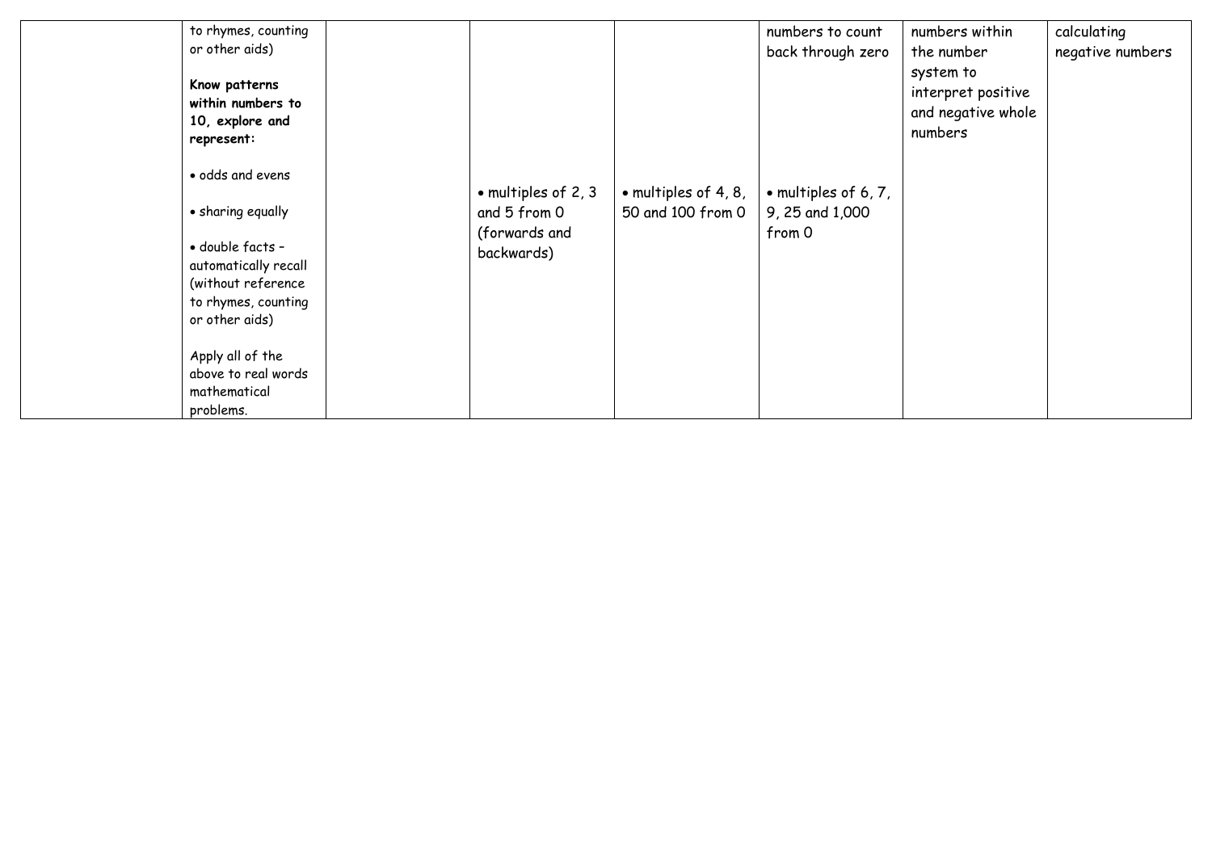| | | | | | | | |
|---|---|---|---|---|---|---|---|
| | to rhymes, counting or other aids)<br><br>**Know patterns within numbers to 10, explore and represent:**<br><br>• odds and evens<br><br>• sharing equally<br><br>• double facts – automatically recall (without reference to rhymes, counting or other aids)<br><br>Apply all of the above to real words mathematical problems. | | • multiples of 2, 3 and 5 from 0 (forwards and backwards) | • multiples of 4, 8, 50 and 100 from 0 | numbers to count back through zero<br><br>• multiples of 6, 7, 9, 25 and 1,000 from 0 | numbers within the number system to interpret positive and negative whole numbers | calculating negative numbers |